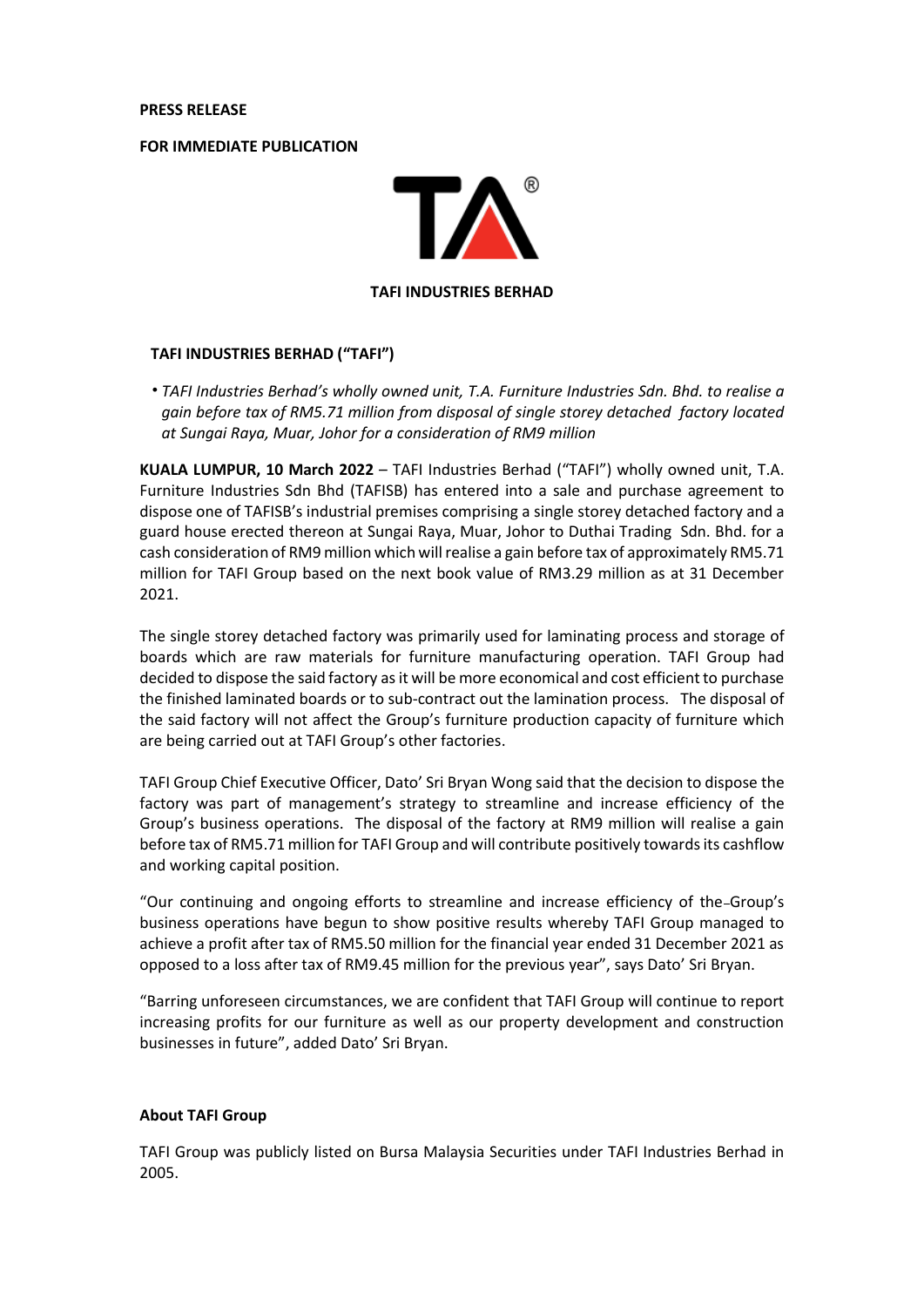**PRESS RELEASE**

**FOR IMMEDIATE PUBLICATION**

**TAFI INDUSTRIES BERHAD**

## TAFI INDUSTRIES BERHAD ("TAFI")

- *TAFI Industries Berhad's wholly owned unit, T.A. Furniture Industries Sdn. Bhd. to realise a gain before tax of RM5.71 million from disposal of single storey detached factory located at Sungai Raya, Muar, Johor for a consideration of RM9 million*

**KUALA LUMPUR, 10 March 2022** – TAFI Industries Berhad ("TAFI") wholly owned unit, T.A. Furniture Industries Sdn Bhd (TAFISB) has entered into a sale and purchase agreement to dispose one of TAFISB's industrial premises comprising a single storey detached factory and a guard house erected thereon at Sungai Raya, Muar, Johor to Duthai Trading Sdn. Bhd. for a cash consideration of RM9 million which will realise a gain before tax of approximately RM5.71 million for TAFI Group based on the next book value of RM3.29 million as at 31 December 2021.

The single storey detached factory was primarily used for laminating process and storage of boards which are raw materials for furniture manufacturing operation. TAFI Group had decided to dispose the said factory as it will be more economical and cost efficient to purchase the finished laminated boards or to sub-contract out the lamination process. The disposal of the said factory will not affect the Group's furniture production capacity of furniture which are being carried out at TAFI Group's other factories.

TAFI Group Chief Executive Officer, Dato' Sri Bryan Wong said that the decision to dispose the factory was part of management's strategy to streamline and increase efficiency of the Group's business operations. The disposal of the factory at RM9 million will realise a gain before tax of RM5.71 million for TAFI Group and will contribute positively towards its cashflow and working capital position.

"Our continuing and ongoing efforts to streamline and increase efficiency of the Group's business operations have begun to show positive results whereby TAFI Group managed to achieve a profit after tax of RM5.50 million for the financial year ended 31 December 2021 as opposed to a loss after tax of RM9.45 million for the previous year", says Dato' Sri Bryan.

"Barring unforeseen circumstances, we are confident that TAFI Group will continue to report increasing profits for our furniture as well as our property development and construction businesses in future", added Dato' Sri Bryan.

**About TAFI Group**

TAFI Group was publicly listed on Bursa Malaysia Securities under TAFI Industries Berhad in 2005.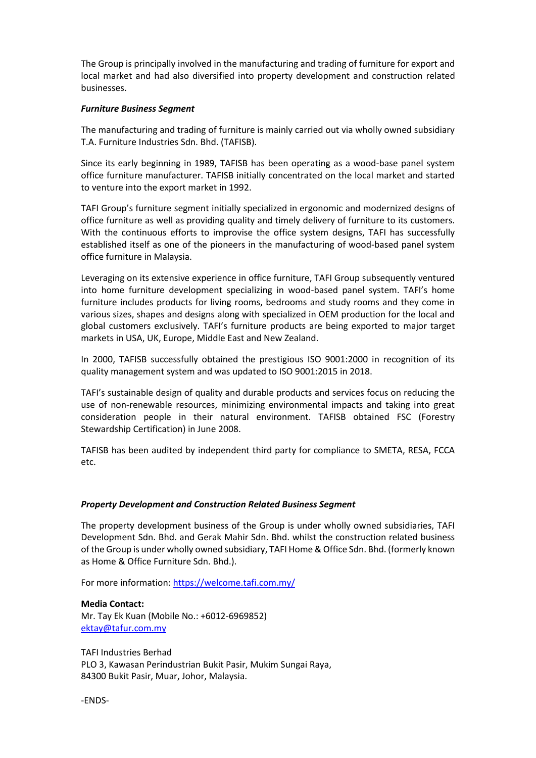The Group is principally involved in the manufacturing and trading of furniture for export and local market and had also diversified into property development and construction related businesses.

***Furniture Business Segment***

The manufacturing and trading of furniture is mainly carried out via wholly owned subsidiary T.A. Furniture Industries Sdn. Bhd. (TAFISB).

Since its early beginning in 1989, TAFISB has been operating as a wood-base panel system office furniture manufacturer. TAFISB initially concentrated on the local market and started to venture into the export market in 1992.

TAFI Group's furniture segment initially specialized in ergonomic and modernized designs of office furniture as well as providing quality and timely delivery of furniture to its customers. With the continuous efforts to improvise the office system designs, TAFI has successfully established itself as one of the pioneers in the manufacturing of wood-based panel system office furniture in Malaysia.

Leveraging on its extensive experience in office furniture, TAFI Group subsequently ventured into home furniture development specializing in wood-based panel system. TAFI's home furniture includes products for living rooms, bedrooms and study rooms and they come in various sizes, shapes and designs along with specialized in OEM production for the local and global customers exclusively. TAFI's furniture products are being exported to major target markets in USA, UK, Europe, Middle East and New Zealand.

In 2000, TAFISB successfully obtained the prestigious ISO 9001:2000 in recognition of its quality management system and was updated to ISO 9001:2015 in 2018.

TAFI's sustainable design of quality and durable products and services focus on reducing the use of non-renewable resources, minimizing environmental impacts and taking into great consideration people in their natural environment. TAFISB obtained FSC (Forestry Stewardship Certification) in June 2008.

TAFISB has been audited by independent third party for compliance to SMETA, RESA, FCCA etc.

***Property Development and Construction Related Business Segment***

The property development business of the Group is under wholly owned subsidiaries, TAFI Development Sdn. Bhd. and Gerak Mahir Sdn. Bhd. whilst the construction related business of the Group is under wholly owned subsidiary, TAFI Home & Office Sdn. Bhd. (formerly known as Home & Office Furniture Sdn. Bhd.).

For more information: https://welcome.tafi.com.my/

**Media Contact:**
Mr. Tay Ek Kuan (Mobile No.: +6012-6969852)
ektay@tafur.com.my

TAFI Industries Berhad
PLO 3, Kawasan Perindustrian Bukit Pasir, Mukim Sungai Raya,
84300 Bukit Pasir, Muar, Johor, Malaysia.

-ENDS-